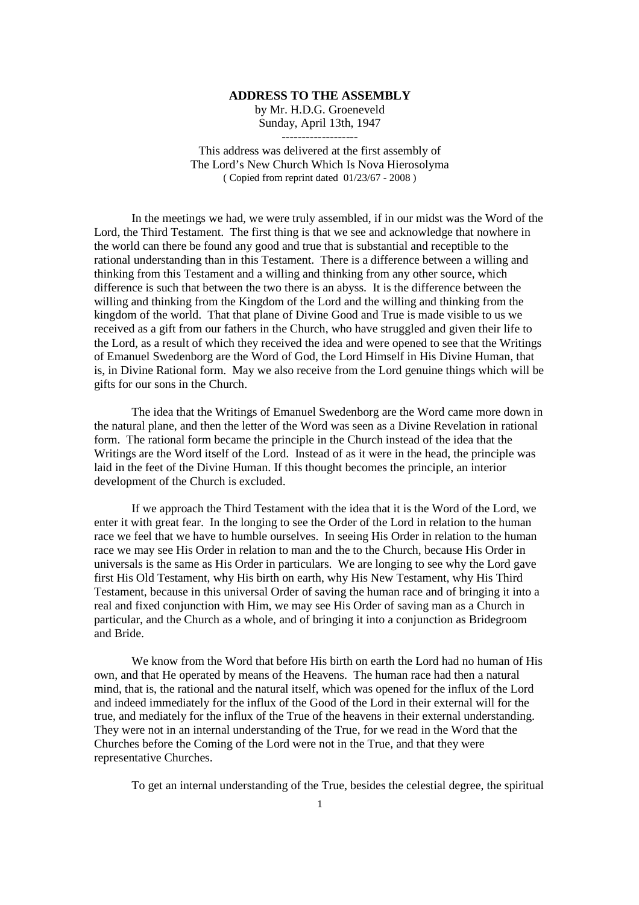**ADDRESS TO THE ASSEMBLY**

by Mr. H.D.G. Groeneveld
Sunday, April 13th, 1947

-------------------

This address was delivered at the first assembly of
The Lord's New Church Which Is Nova Hierosolyma
( Copied from reprint dated 01/23/67 - 2008 )

In the meetings we had, we were truly assembled, if in our midst was the Word of the Lord, the Third Testament. The first thing is that we see and acknowledge that nowhere in the world can there be found any good and true that is substantial and receptible to the rational understanding than in this Testament. There is a difference between a willing and thinking from this Testament and a willing and thinking from any other source, which difference is such that between the two there is an abyss. It is the difference between the willing and thinking from the Kingdom of the Lord and the willing and thinking from the kingdom of the world. That that plane of Divine Good and True is made visible to us we received as a gift from our fathers in the Church, who have struggled and given their life to the Lord, as a result of which they received the idea and were opened to see that the Writings of Emanuel Swedenborg are the Word of God, the Lord Himself in His Divine Human, that is, in Divine Rational form. May we also receive from the Lord genuine things which will be gifts for our sons in the Church.

The idea that the Writings of Emanuel Swedenborg are the Word came more down in the natural plane, and then the letter of the Word was seen as a Divine Revelation in rational form. The rational form became the principle in the Church instead of the idea that the Writings are the Word itself of the Lord. Instead of as it were in the head, the principle was laid in the feet of the Divine Human. If this thought becomes the principle, an interior development of the Church is excluded.

If we approach the Third Testament with the idea that it is the Word of the Lord, we enter it with great fear. In the longing to see the Order of the Lord in relation to the human race we feel that we have to humble ourselves. In seeing His Order in relation to the human race we may see His Order in relation to man and the to the Church, because His Order in universals is the same as His Order in particulars. We are longing to see why the Lord gave first His Old Testament, why His birth on earth, why His New Testament, why His Third Testament, because in this universal Order of saving the human race and of bringing it into a real and fixed conjunction with Him, we may see His Order of saving man as a Church in particular, and the Church as a whole, and of bringing it into a conjunction as Bridegroom and Bride.

We know from the Word that before His birth on earth the Lord had no human of His own, and that He operated by means of the Heavens. The human race had then a natural mind, that is, the rational and the natural itself, which was opened for the influx of the Lord and indeed immediately for the influx of the Good of the Lord in their external will for the true, and mediately for the influx of the True of the heavens in their external understanding. They were not in an internal understanding of the True, for we read in the Word that the Churches before the Coming of the Lord were not in the True, and that they were representative Churches.

To get an internal understanding of the True, besides the celestial degree, the spiritual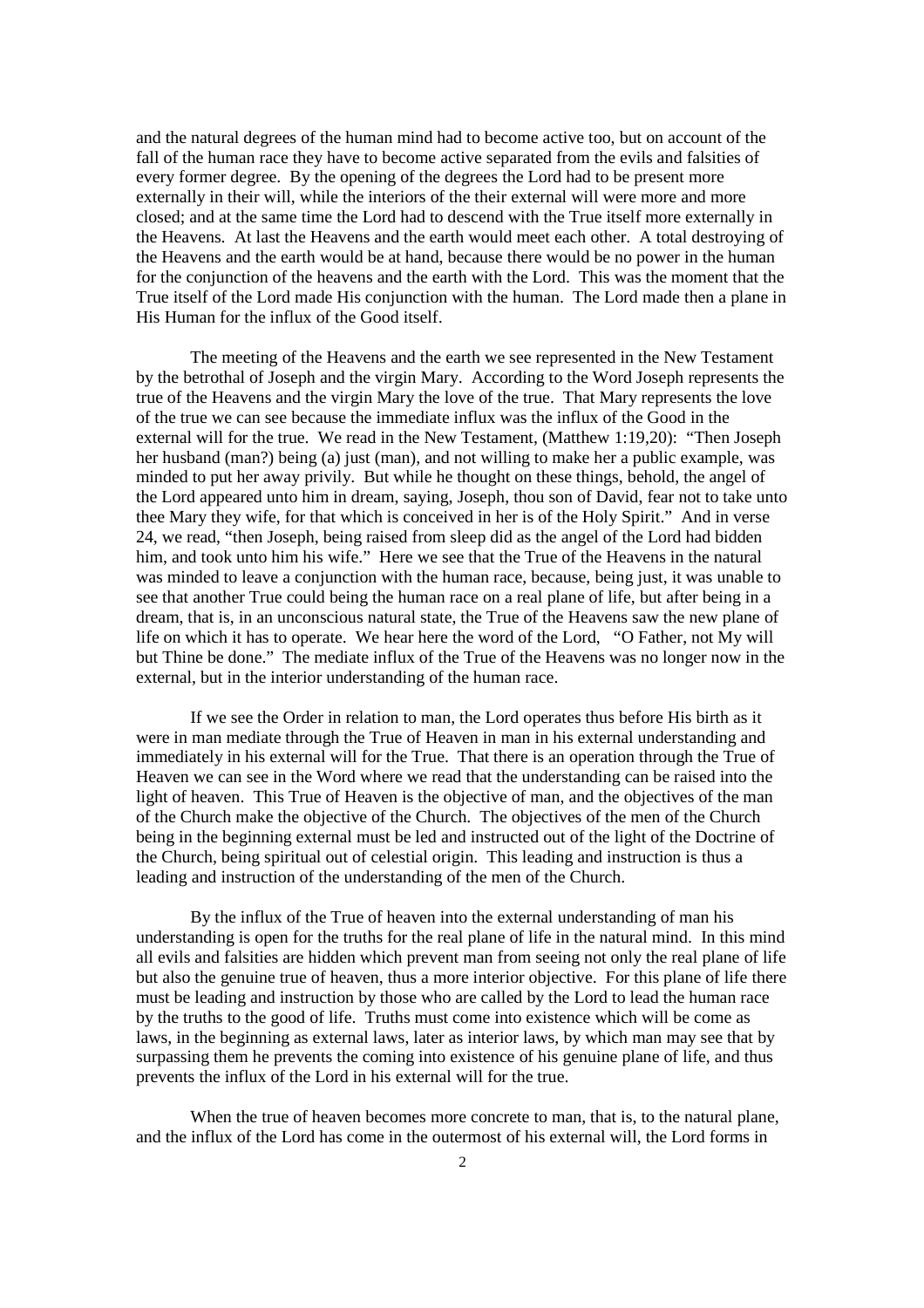and the natural degrees of the human mind had to become active too, but on account of the fall of the human race they have to become active separated from the evils and falsities of every former degree. By the opening of the degrees the Lord had to be present more externally in their will, while the interiors of the their external will were more and more closed; and at the same time the Lord had to descend with the True itself more externally in the Heavens. At last the Heavens and the earth would meet each other. A total destroying of the Heavens and the earth would be at hand, because there would be no power in the human for the conjunction of the heavens and the earth with the Lord. This was the moment that the True itself of the Lord made His conjunction with the human. The Lord made then a plane in His Human for the influx of the Good itself.

The meeting of the Heavens and the earth we see represented in the New Testament by the betrothal of Joseph and the virgin Mary. According to the Word Joseph represents the true of the Heavens and the virgin Mary the love of the true. That Mary represents the love of the true we can see because the immediate influx was the influx of the Good in the external will for the true. We read in the New Testament, (Matthew 1:19,20): "Then Joseph her husband (man?) being (a) just (man), and not willing to make her a public example, was minded to put her away privily. But while he thought on these things, behold, the angel of the Lord appeared unto him in dream, saying, Joseph, thou son of David, fear not to take unto thee Mary they wife, for that which is conceived in her is of the Holy Spirit." And in verse 24, we read, "then Joseph, being raised from sleep did as the angel of the Lord had bidden him, and took unto him his wife." Here we see that the True of the Heavens in the natural was minded to leave a conjunction with the human race, because, being just, it was unable to see that another True could being the human race on a real plane of life, but after being in a dream, that is, in an unconscious natural state, the True of the Heavens saw the new plane of life on which it has to operate. We hear here the word of the Lord, "O Father, not My will but Thine be done." The mediate influx of the True of the Heavens was no longer now in the external, but in the interior understanding of the human race.

If we see the Order in relation to man, the Lord operates thus before His birth as it were in man mediate through the True of Heaven in man in his external understanding and immediately in his external will for the True. That there is an operation through the True of Heaven we can see in the Word where we read that the understanding can be raised into the light of heaven. This True of Heaven is the objective of man, and the objectives of the man of the Church make the objective of the Church. The objectives of the men of the Church being in the beginning external must be led and instructed out of the light of the Doctrine of the Church, being spiritual out of celestial origin. This leading and instruction is thus a leading and instruction of the understanding of the men of the Church.

By the influx of the True of heaven into the external understanding of man his understanding is open for the truths for the real plane of life in the natural mind. In this mind all evils and falsities are hidden which prevent man from seeing not only the real plane of life but also the genuine true of heaven, thus a more interior objective. For this plane of life there must be leading and instruction by those who are called by the Lord to lead the human race by the truths to the good of life. Truths must come into existence which will be come as laws, in the beginning as external laws, later as interior laws, by which man may see that by surpassing them he prevents the coming into existence of his genuine plane of life, and thus prevents the influx of the Lord in his external will for the true.

When the true of heaven becomes more concrete to man, that is, to the natural plane, and the influx of the Lord has come in the outermost of his external will, the Lord forms in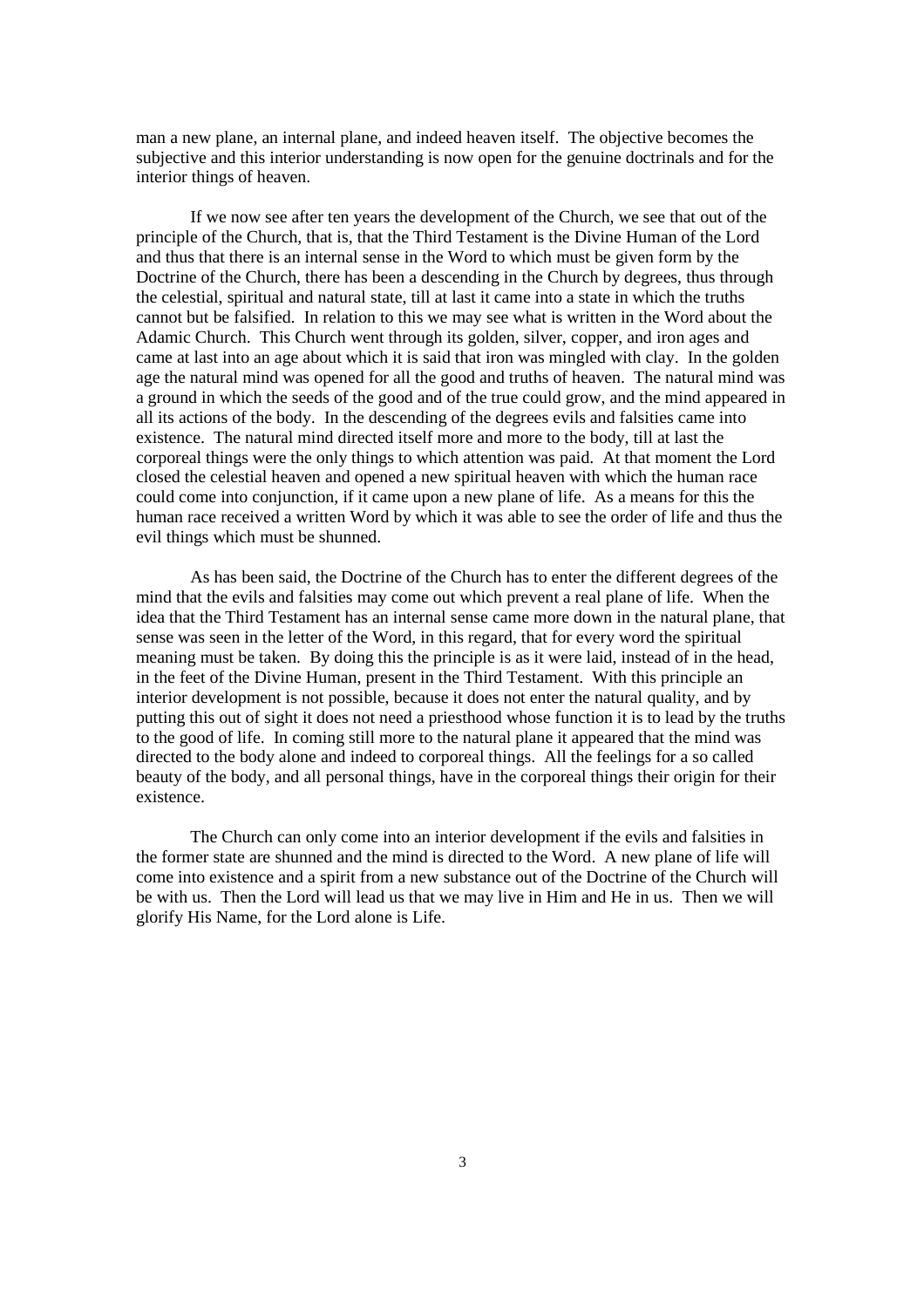man a new plane, an internal plane, and indeed heaven itself. The objective becomes the subjective and this interior understanding is now open for the genuine doctrinals and for the interior things of heaven.

If we now see after ten years the development of the Church, we see that out of the principle of the Church, that is, that the Third Testament is the Divine Human of the Lord and thus that there is an internal sense in the Word to which must be given form by the Doctrine of the Church, there has been a descending in the Church by degrees, thus through the celestial, spiritual and natural state, till at last it came into a state in which the truths cannot but be falsified. In relation to this we may see what is written in the Word about the Adamic Church. This Church went through its golden, silver, copper, and iron ages and came at last into an age about which it is said that iron was mingled with clay. In the golden age the natural mind was opened for all the good and truths of heaven. The natural mind was a ground in which the seeds of the good and of the true could grow, and the mind appeared in all its actions of the body. In the descending of the degrees evils and falsities came into existence. The natural mind directed itself more and more to the body, till at last the corporeal things were the only things to which attention was paid. At that moment the Lord closed the celestial heaven and opened a new spiritual heaven with which the human race could come into conjunction, if it came upon a new plane of life. As a means for this the human race received a written Word by which it was able to see the order of life and thus the evil things which must be shunned.

As has been said, the Doctrine of the Church has to enter the different degrees of the mind that the evils and falsities may come out which prevent a real plane of life. When the idea that the Third Testament has an internal sense came more down in the natural plane, that sense was seen in the letter of the Word, in this regard, that for every word the spiritual meaning must be taken. By doing this the principle is as it were laid, instead of in the head, in the feet of the Divine Human, present in the Third Testament. With this principle an interior development is not possible, because it does not enter the natural quality, and by putting this out of sight it does not need a priesthood whose function it is to lead by the truths to the good of life. In coming still more to the natural plane it appeared that the mind was directed to the body alone and indeed to corporeal things. All the feelings for a so called beauty of the body, and all personal things, have in the corporeal things their origin for their existence.

The Church can only come into an interior development if the evils and falsities in the former state are shunned and the mind is directed to the Word. A new plane of life will come into existence and a spirit from a new substance out of the Doctrine of the Church will be with us. Then the Lord will lead us that we may live in Him and He in us. Then we will glorify His Name, for the Lord alone is Life.